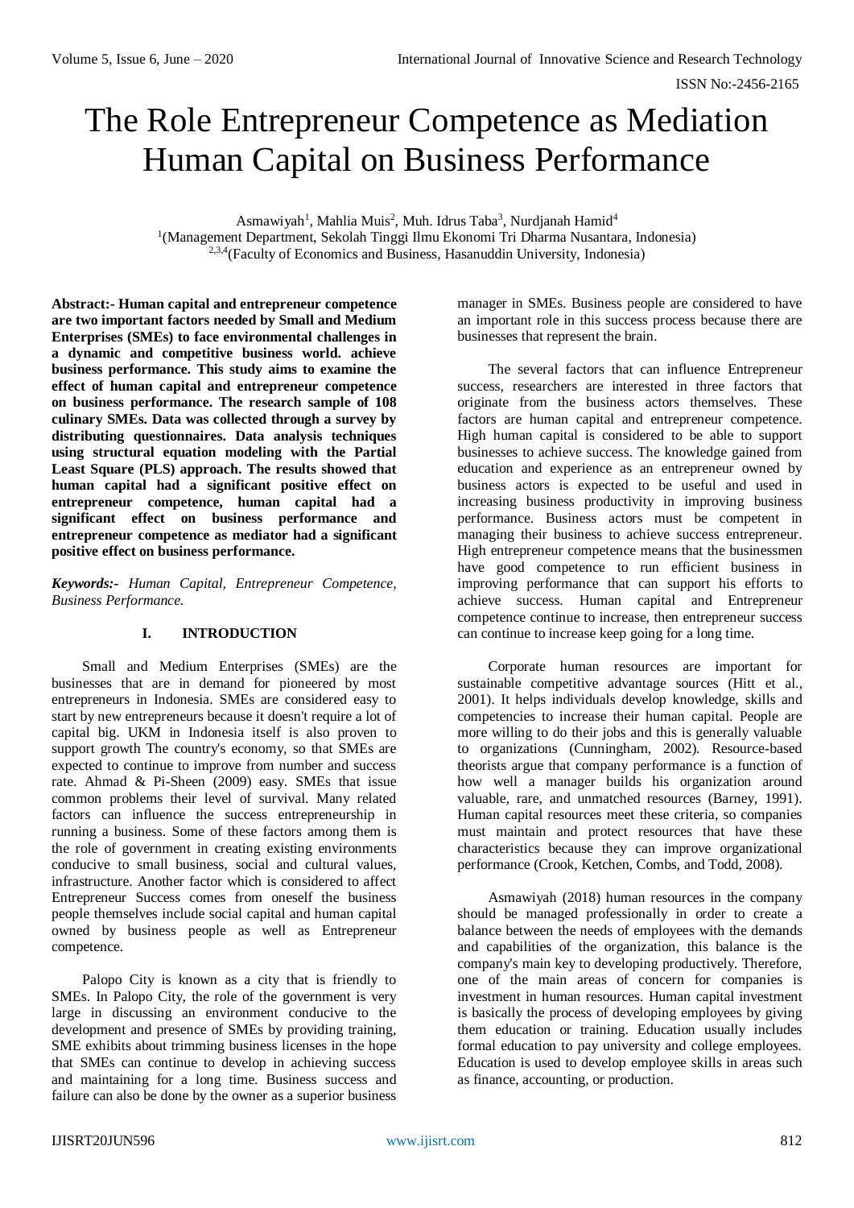# The Role Entrepreneur Competence as Mediation Human Capital on Business Performance

Asmawiyah[1], Mahlia Muis[2], Muh. Idrus Taba[3], Nurdjanah Hamid[4]

[1](Management Department, Sekolah Tinggi Ilmu Ekonomi Tri Dharma Nusantara, Indonesia)

[2,3,4](Faculty of Economics and Business, Hasanuddin University, Indonesia)

**Abstract:- Human capital and entrepreneur competence are two important factors needed by Small and Medium Enterprises (SMEs) to face environmental challenges in a dynamic and competitive business world. achieve business performance. This study aims to examine the effect of human capital and entrepreneur competence on business performance. The research sample of 108 culinary SMEs. Data was collected through a survey by distributing questionnaires. Data analysis techniques using structural equation modeling with the Partial Least Square (PLS) approach. The results showed that human capital had a significant positive effect on entrepreneur competence, human capital had a significant effect on business performance and entrepreneur competence as mediator had a significant positive effect on business performance.**

***Keywords:-*** *Human Capital, Entrepreneur Competence, Business Performance.*

## I. INTRODUCTION

Small and Medium Enterprises (SMEs) are the businesses that are in demand for pioneered by most entrepreneurs in Indonesia. SMEs are considered easy to start by new entrepreneurs because it doesn't require a lot of capital big. UKM in Indonesia itself is also proven to support growth The country's economy, so that SMEs are expected to continue to improve from number and success rate. Ahmad & Pi-Sheen (2009) easy. SMEs that issue common problems their level of survival. Many related factors can influence the success entrepreneurship in running a business. Some of these factors among them is the role of government in creating existing environments conducive to small business, social and cultural values, infrastructure. Another factor which is considered to affect Entrepreneur Success comes from oneself the business people themselves include social capital and human capital owned by business people as well as Entrepreneur competence.

Palopo City is known as a city that is friendly to SMEs. In Palopo City, the role of the government is very large in discussing an environment conducive to the development and presence of SMEs by providing training, SME exhibits about trimming business licenses in the hope that SMEs can continue to develop in achieving success and maintaining for a long time. Business success and failure can also be done by the owner as a superior business manager in SMEs. Business people are considered to have an important role in this success process because there are businesses that represent the brain.

The several factors that can influence Entrepreneur success, researchers are interested in three factors that originate from the business actors themselves. These factors are human capital and entrepreneur competence. High human capital is considered to be able to support businesses to achieve success. The knowledge gained from education and experience as an entrepreneur owned by business actors is expected to be useful and used in increasing business productivity in improving business performance. Business actors must be competent in managing their business to achieve success entrepreneur. High entrepreneur competence means that the businessmen have good competence to run efficient business in improving performance that can support his efforts to achieve success. Human capital and Entrepreneur competence continue to increase, then entrepreneur success can continue to increase keep going for a long time.

Corporate human resources are important for sustainable competitive advantage sources (Hitt et al., 2001). It helps individuals develop knowledge, skills and competencies to increase their human capital. People are more willing to do their jobs and this is generally valuable to organizations (Cunningham, 2002). Resource-based theorists argue that company performance is a function of how well a manager builds his organization around valuable, rare, and unmatched resources (Barney, 1991). Human capital resources meet these criteria, so companies must maintain and protect resources that have these characteristics because they can improve organizational performance (Crook, Ketchen, Combs, and Todd, 2008).

Asmawiyah (2018) human resources in the company should be managed professionally in order to create a balance between the needs of employees with the demands and capabilities of the organization, this balance is the company's main key to developing productively. Therefore, one of the main areas of concern for companies is investment in human resources. Human capital investment is basically the process of developing employees by giving them education or training. Education usually includes formal education to pay university and college employees. Education is used to develop employee skills in areas such as finance, accounting, or production.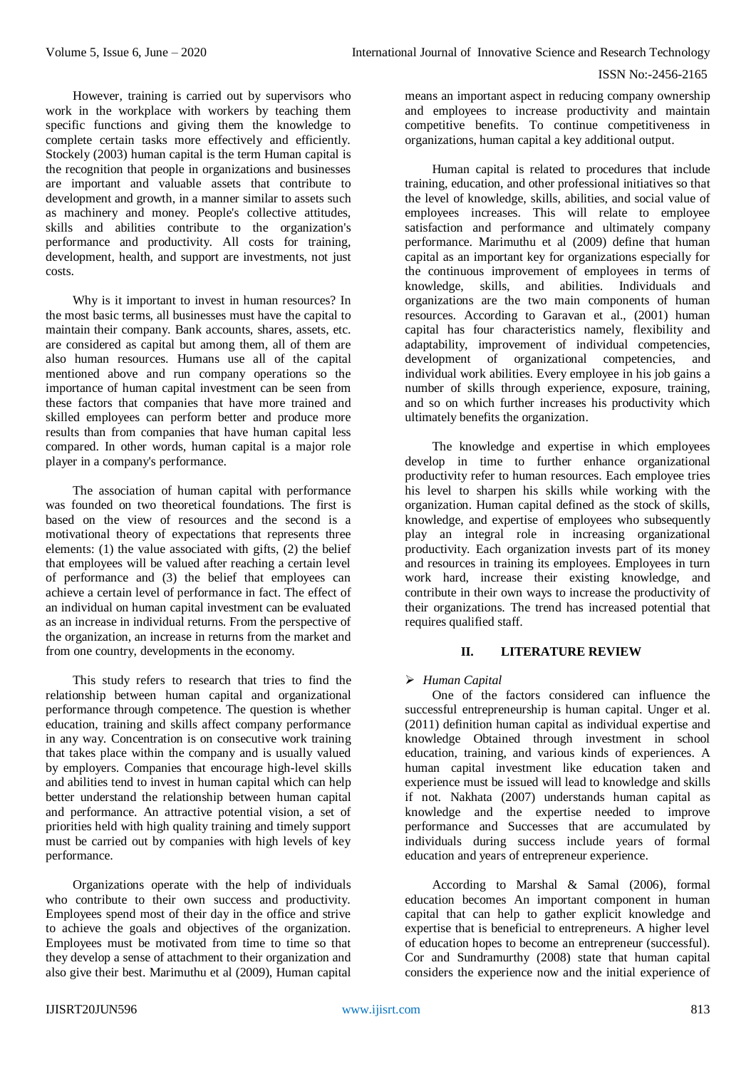However, training is carried out by supervisors who work in the workplace with workers by teaching them specific functions and giving them the knowledge to complete certain tasks more effectively and efficiently. Stockely (2003) human capital is the term Human capital is the recognition that people in organizations and businesses are important and valuable assets that contribute to development and growth, in a manner similar to assets such as machinery and money. People's collective attitudes, skills and abilities contribute to the organization's performance and productivity. All costs for training, development, health, and support are investments, not just costs.

Why is it important to invest in human resources? In the most basic terms, all businesses must have the capital to maintain their company. Bank accounts, shares, assets, etc. are considered as capital but among them, all of them are also human resources. Humans use all of the capital mentioned above and run company operations so the importance of human capital investment can be seen from these factors that companies that have more trained and skilled employees can perform better and produce more results than from companies that have human capital less compared. In other words, human capital is a major role player in a company's performance.

The association of human capital with performance was founded on two theoretical foundations. The first is based on the view of resources and the second is a motivational theory of expectations that represents three elements: (1) the value associated with gifts, (2) the belief that employees will be valued after reaching a certain level of performance and (3) the belief that employees can achieve a certain level of performance in fact. The effect of an individual on human capital investment can be evaluated as an increase in individual returns. From the perspective of the organization, an increase in returns from the market and from one country, developments in the economy.

This study refers to research that tries to find the relationship between human capital and organizational performance through competence. The question is whether education, training and skills affect company performance in any way. Concentration is on consecutive work training that takes place within the company and is usually valued by employers. Companies that encourage high-level skills and abilities tend to invest in human capital which can help better understand the relationship between human capital and performance. An attractive potential vision, a set of priorities held with high quality training and timely support must be carried out by companies with high levels of key performance.

Organizations operate with the help of individuals who contribute to their own success and productivity. Employees spend most of their day in the office and strive to achieve the goals and objectives of the organization. Employees must be motivated from time to time so that they develop a sense of attachment to their organization and also give their best. Marimuthu et al (2009), Human capital means an important aspect in reducing company ownership and employees to increase productivity and maintain competitive benefits. To continue competitiveness in organizations, human capital a key additional output.

Human capital is related to procedures that include training, education, and other professional initiatives so that the level of knowledge, skills, abilities, and social value of employees increases. This will relate to employee satisfaction and performance and ultimately company performance. Marimuthu et al (2009) define that human capital as an important key for organizations especially for the continuous improvement of employees in terms of knowledge, skills, and abilities. Individuals and organizations are the two main components of human resources. According to Garavan et al., (2001) human capital has four characteristics namely, flexibility and adaptability, improvement of individual competencies, development of organizational competencies, and individual work abilities. Every employee in his job gains a number of skills through experience, exposure, training, and so on which further increases his productivity which ultimately benefits the organization.

The knowledge and expertise in which employees develop in time to further enhance organizational productivity refer to human resources. Each employee tries his level to sharpen his skills while working with the organization. Human capital defined as the stock of skills, knowledge, and expertise of employees who subsequently play an integral role in increasing organizational productivity. Each organization invests part of its money and resources in training its employees. Employees in turn work hard, increase their existing knowledge, and contribute in their own ways to increase the productivity of their organizations. The trend has increased potential that requires qualified staff.

## II. LITERATURE REVIEW

- *Human Capital*

One of the factors considered can influence the successful entrepreneurship is human capital. Unger et al. (2011) definition human capital as individual expertise and knowledge Obtained through investment in school education, training, and various kinds of experiences. A human capital investment like education taken and experience must be issued will lead to knowledge and skills if not. Nakhata (2007) understands human capital as knowledge and the expertise needed to improve performance and Successes that are accumulated by individuals during success include years of formal education and years of entrepreneur experience.

According to Marshal & Samal (2006), formal education becomes An important component in human capital that can help to gather explicit knowledge and expertise that is beneficial to entrepreneurs. A higher level of education hopes to become an entrepreneur (successful). Cor and Sundramurthy (2008) state that human capital considers the experience now and the initial experience of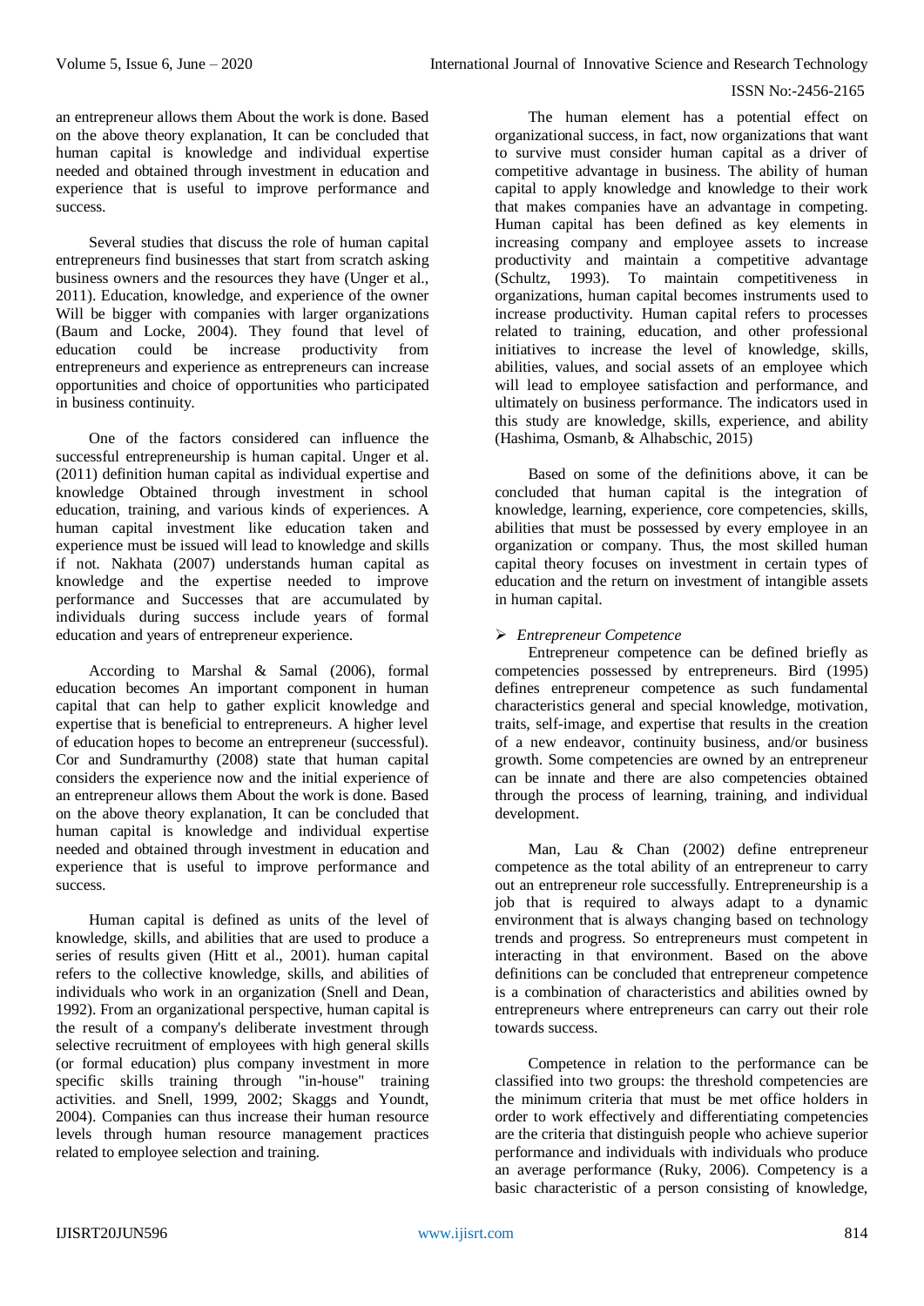an entrepreneur allows them About the work is done. Based on the above theory explanation, It can be concluded that human capital is knowledge and individual expertise needed and obtained through investment in education and experience that is useful to improve performance and success.

Several studies that discuss the role of human capital entrepreneurs find businesses that start from scratch asking business owners and the resources they have (Unger et al., 2011). Education, knowledge, and experience of the owner Will be bigger with companies with larger organizations (Baum and Locke, 2004). They found that level of education could be increase productivity from entrepreneurs and experience as entrepreneurs can increase opportunities and choice of opportunities who participated in business continuity.

One of the factors considered can influence the successful entrepreneurship is human capital. Unger et al. (2011) definition human capital as individual expertise and knowledge Obtained through investment in school education, training, and various kinds of experiences. A human capital investment like education taken and experience must be issued will lead to knowledge and skills if not. Nakhata (2007) understands human capital as knowledge and the expertise needed to improve performance and Successes that are accumulated by individuals during success include years of formal education and years of entrepreneur experience.

According to Marshal & Samal (2006), formal education becomes An important component in human capital that can help to gather explicit knowledge and expertise that is beneficial to entrepreneurs. A higher level of education hopes to become an entrepreneur (successful). Cor and Sundramurthy (2008) state that human capital considers the experience now and the initial experience of an entrepreneur allows them About the work is done. Based on the above theory explanation, It can be concluded that human capital is knowledge and individual expertise needed and obtained through investment in education and experience that is useful to improve performance and success.

Human capital is defined as units of the level of knowledge, skills, and abilities that are used to produce a series of results given (Hitt et al., 2001). human capital refers to the collective knowledge, skills, and abilities of individuals who work in an organization (Snell and Dean, 1992). From an organizational perspective, human capital is the result of a company's deliberate investment through selective recruitment of employees with high general skills (or formal education) plus company investment in more specific skills training through "in-house" training activities. and Snell, 1999, 2002; Skaggs and Youndt, 2004). Companies can thus increase their human resource levels through human resource management practices related to employee selection and training.

The human element has a potential effect on organizational success, in fact, now organizations that want to survive must consider human capital as a driver of competitive advantage in business. The ability of human capital to apply knowledge and knowledge to their work that makes companies have an advantage in competing. Human capital has been defined as key elements in increasing company and employee assets to increase productivity and maintain a competitive advantage (Schultz, 1993). To maintain competitiveness in organizations, human capital becomes instruments used to increase productivity. Human capital refers to processes related to training, education, and other professional initiatives to increase the level of knowledge, skills, abilities, values, and social assets of an employee which will lead to employee satisfaction and performance, and ultimately on business performance. The indicators used in this study are knowledge, skills, experience, and ability (Hashima, Osmanb, & Alhabschic, 2015)

Based on some of the definitions above, it can be concluded that human capital is the integration of knowledge, learning, experience, core competencies, skills, abilities that must be possessed by every employee in an organization or company. Thus, the most skilled human capital theory focuses on investment in certain types of education and the return on investment of intangible assets in human capital.

- *Entrepreneur Competence*

Entrepreneur competence can be defined briefly as competencies possessed by entrepreneurs. Bird (1995) defines entrepreneur competence as such fundamental characteristics general and special knowledge, motivation, traits, self-image, and expertise that results in the creation of a new endeavor, continuity business, and/or business growth. Some competencies are owned by an entrepreneur can be innate and there are also competencies obtained through the process of learning, training, and individual development.

Man, Lau & Chan (2002) define entrepreneur competence as the total ability of an entrepreneur to carry out an entrepreneur role successfully. Entrepreneurship is a job that is required to always adapt to a dynamic environment that is always changing based on technology trends and progress. So entrepreneurs must competent in interacting in that environment. Based on the above definitions can be concluded that entrepreneur competence is a combination of characteristics and abilities owned by entrepreneurs where entrepreneurs can carry out their role towards success.

Competence in relation to the performance can be classified into two groups: the threshold competencies are the minimum criteria that must be met office holders in order to work effectively and differentiating competencies are the criteria that distinguish people who achieve superior performance and individuals with individuals who produce an average performance (Ruky, 2006). Competency is a basic characteristic of a person consisting of knowledge,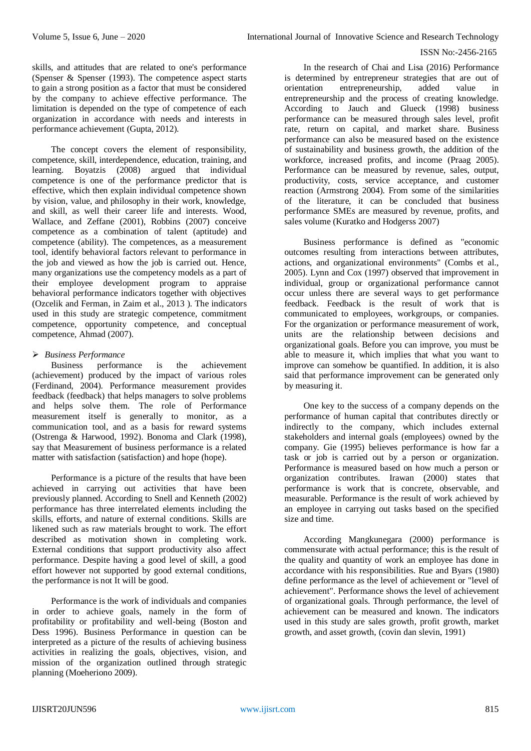skills, and attitudes that are related to one's performance (Spenser & Spenser (1993). The competence aspect starts to gain a strong position as a factor that must be considered by the company to achieve effective performance. The limitation is depended on the type of competence of each organization in accordance with needs and interests in performance achievement (Gupta, 2012).

The concept covers the element of responsibility, competence, skill, interdependence, education, training, and learning. Boyatzis (2008) argued that individual competence is one of the performance predictor that is effective, which then explain individual competence shown by vision, value, and philosophy in their work, knowledge, and skill, as well their career life and interests. Wood, Wallace, and Zeffane (2001), Robbins (2007) conceive competence as a combination of talent (aptitude) and competence (ability). The competences, as a measurement tool, identify behavioral factors relevant to performance in the job and viewed as how the job is carried out. Hence, many organizations use the competency models as a part of their employee development program to appraise behavioral performance indicators together with objectives (Ozcelik and Ferman, in Zaim et al., 2013 ). The indicators used in this study are strategic competence, commitment competence, opportunity competence, and conceptual competence, Ahmad (2007).

- *Business Performance*

Business performance is the achievement (achievement) produced by the impact of various roles (Ferdinand, 2004). Performance measurement provides feedback (feedback) that helps managers to solve problems and helps solve them. The role of Performance measurement itself is generally to monitor, as a communication tool, and as a basis for reward systems (Ostrenga & Harwood, 1992). Bonoma and Clark (1998), say that Measurement of business performance is a related matter with satisfaction (satisfaction) and hope (hope).

Performance is a picture of the results that have been achieved in carrying out activities that have been previously planned. According to Snell and Kenneth (2002) performance has three interrelated elements including the skills, efforts, and nature of external conditions. Skills are likened such as raw materials brought to work. The effort described as motivation shown in completing work. External conditions that support productivity also affect performance. Despite having a good level of skill, a good effort however not supported by good external conditions, the performance is not It will be good.

Performance is the work of individuals and companies in order to achieve goals, namely in the form of profitability or profitability and well-being (Boston and Dess 1996). Business Performance in question can be interpreted as a picture of the results of achieving business activities in realizing the goals, objectives, vision, and mission of the organization outlined through strategic planning (Moeheriono 2009).

In the research of Chai and Lisa (2016) Performance is determined by entrepreneur strategies that are out of orientation entrepreneurship, added value in entrepreneurship and the process of creating knowledge. According to Jauch and Glueck (1998) business performance can be measured through sales level, profit rate, return on capital, and market share. Business performance can also be measured based on the existence of sustainability and business growth, the addition of the workforce, increased profits, and income (Praag 2005). Performance can be measured by revenue, sales, output, productivity, costs, service acceptance, and customer reaction (Armstrong 2004). From some of the similarities of the literature, it can be concluded that business performance SMEs are measured by revenue, profits, and sales volume (Kuratko and Hodgerss 2007)

Business performance is defined as "economic outcomes resulting from interactions between attributes, actions, and organizational environments" (Combs et al., 2005). Lynn and Cox (1997) observed that improvement in individual, group or organizational performance cannot occur unless there are several ways to get performance feedback. Feedback is the result of work that is communicated to employees, workgroups, or companies. For the organization or performance measurement of work, units are the relationship between decisions and organizational goals. Before you can improve, you must be able to measure it, which implies that what you want to improve can somehow be quantified. In addition, it is also said that performance improvement can be generated only by measuring it.

One key to the success of a company depends on the performance of human capital that contributes directly or indirectly to the company, which includes external stakeholders and internal goals (employees) owned by the company. Gie (1995) believes performance is how far a task or job is carried out by a person or organization. Performance is measured based on how much a person or organization contributes. Irawan (2000) states that performance is work that is concrete, observable, and measurable. Performance is the result of work achieved by an employee in carrying out tasks based on the specified size and time.

According Mangkunegara (2000) performance is commensurate with actual performance; this is the result of the quality and quantity of work an employee has done in accordance with his responsibilities. Rue and Byars (1980) define performance as the level of achievement or "level of achievement". Performance shows the level of achievement of organizational goals. Through performance, the level of achievement can be measured and known. The indicators used in this study are sales growth, profit growth, market growth, and asset growth, (covin dan slevin, 1991)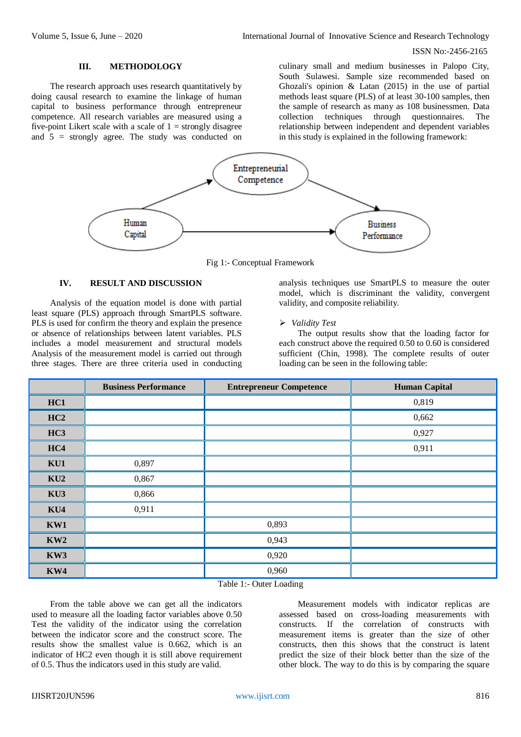## III. METHODOLOGY

The research approach uses research quantitatively by doing causal research to examine the linkage of human capital to business performance through entrepreneur competence. All research variables are measured using a five-point Likert scale with a scale of 1 = strongly disagree and 5 = strongly agree. The study was conducted on culinary small and medium businesses in Palopo City, South Sulawesi. Sample size recommended based on Ghozali's opinion & Latan (2015) in the use of partial methods least square (PLS) of at least 30-100 samples, then the sample of research as many as 108 businessmen. Data collection techniques through questionnaires. The relationship between independent and dependent variables in this study is explained in the following framework:

Fig 1:- Conceptual Framework

## IV. RESULT AND DISCUSSION

Analysis of the equation model is done with partial least square (PLS) approach through SmartPLS software. PLS is used for confirm the theory and explain the presence or absence of relationships between latent variables. PLS includes a model measurement and structural models Analysis of the measurement model is carried out through three stages. There are three criteria used in conducting analysis techniques use SmartPLS to measure the outer model, which is discriminant the validity, convergent validity, and composite reliability.

- *Validity Test*

The output results show that the loading factor for each construct above the required 0.50 to 0.60 is considered sufficient (Chin, 1998). The complete results of outer loading can be seen in the following table:

| | Business Performance | Entrepreneur Competence | Human Capital |
|---|---|---|---|
| HC1 | | | 0,819 |
| HC2 | | | 0,662 |
| HC3 | | | 0,927 |
| HC4 | | | 0,911 |
| KU1 | 0,897 | | |
| KU2 | 0,867 | | |
| KU3 | 0,866 | | |
| KU4 | 0,911 | | |
| KW1 | | 0,893 | |
| KW2 | | 0,943 | |
| KW3 | | 0,920 | |
| KW4 | | 0,960 | |

Table 1:- Outer Loading

From the table above we can get all the indicators used to measure all the loading factor variables above 0.50 Test the validity of the indicator using the correlation between the indicator score and the construct score. The results show the smallest value is 0.662, which is an indicator of HC2 even though it is still above requirement of 0.5. Thus the indicators used in this study are valid.

Measurement models with indicator replicas are assessed based on cross-loading measurements with constructs. If the correlation of constructs with measurement items is greater than the size of other constructs, then this shows that the construct is latent predict the size of their block better than the size of the other block. The way to do this is by comparing the square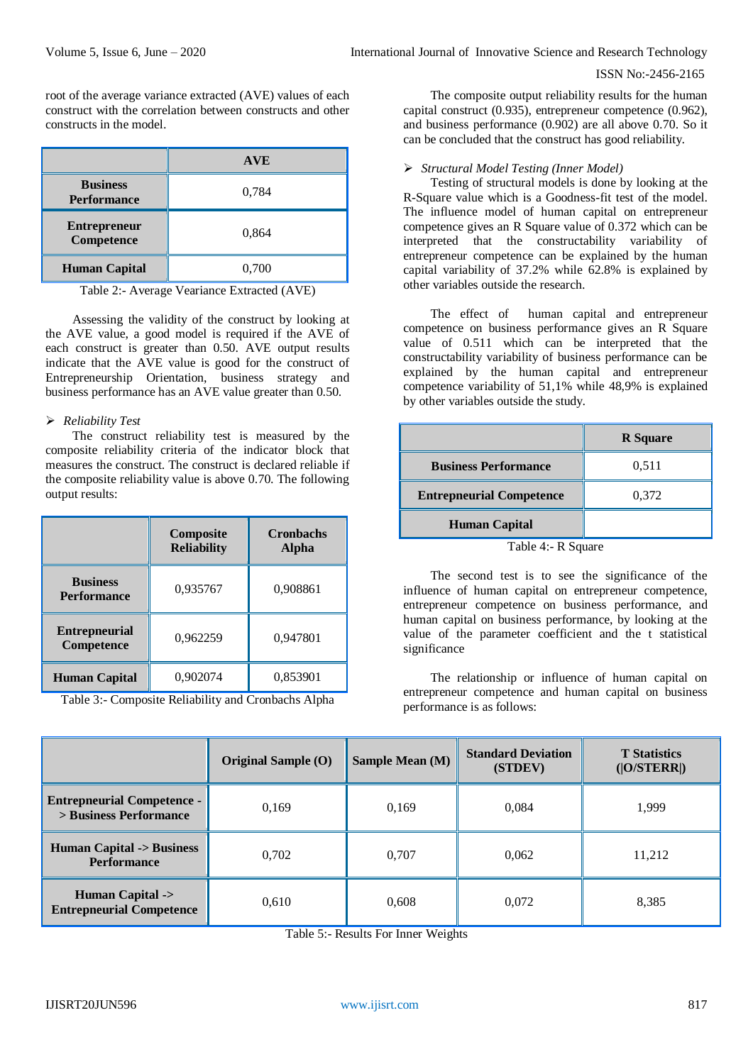root of the average variance extracted (AVE) values of each construct with the correlation between constructs and other constructs in the model.

| | AVE |
|---|---|
| **Business Performance** | 0,784 |
| **Entrepreneur Competence** | 0,864 |
| **Human Capital** | 0,700 |

Table 2:- Average Veariance Extracted (AVE)

Assessing the validity of the construct by looking at the AVE value, a good model is required if the AVE of each construct is greater than 0.50. AVE output results indicate that the AVE value is good for the construct of Entrepreneurship Orientation, business strategy and business performance has an AVE value greater than 0.50.

➢ *Reliability Test*

The construct reliability test is measured by the composite reliability criteria of the indicator block that measures the construct. The construct is declared reliable if the composite reliability value is above 0.70. The following output results:

| | Composite Reliability | Cronbachs Alpha |
|---|---|---|
| **Business Performance** | 0,935767 | 0,908861 |
| **Entrepneurial Competence** | 0,962259 | 0,947801 |
| **Human Capital** | 0,902074 | 0,853901 |

Table 3:- Composite Reliability and Cronbachs Alpha

The composite output reliability results for the human capital construct (0.935), entrepreneur competence (0.962), and business performance (0.902) are all above 0.70. So it can be concluded that the construct has good reliability.

➢ *Structural Model Testing (Inner Model)*

Testing of structural models is done by looking at the R-Square value which is a Goodness-fit test of the model. The influence model of human capital on entrepreneur competence gives an R Square value of 0.372 which can be interpreted that the constructability variability of entrepreneur competence can be explained by the human capital variability of 37.2% while 62.8% is explained by other variables outside the research.

The effect of human capital and entrepreneur competence on business performance gives an R Square value of 0.511 which can be interpreted that the constructability variability of business performance can be explained by the human capital and entrepreneur competence variability of 51,1% while 48,9% is explained by other variables outside the study.

| | R Square |
|---|---|
| **Business Performance** | 0,511 |
| **Entrepneurial Competence** | 0,372 |
| **Human Capital** | |

Table 4:- R Square

The second test is to see the significance of the influence of human capital on entrepreneur competence, entrepreneur competence on business performance, and human capital on business performance, by looking at the value of the parameter coefficient and the t statistical significance

The relationship or influence of human capital on entrepreneur competence and human capital on business performance is as follows:

| | Original Sample (O) | Sample Mean (M) | Standard Deviation (STDEV) | T Statistics (\|O/STERR\|) |
|---|---|---|---|---|
| **Entrepneurial Competence -> Business Performance** | 0,169 | 0,169 | 0,084 | 1,999 |
| **Human Capital -> Business Performance** | 0,702 | 0,707 | 0,062 | 11,212 |
| **Human Capital -> Entrepneurial Competence** | 0,610 | 0,608 | 0,072 | 8,385 |

Table 5:- Results For Inner Weights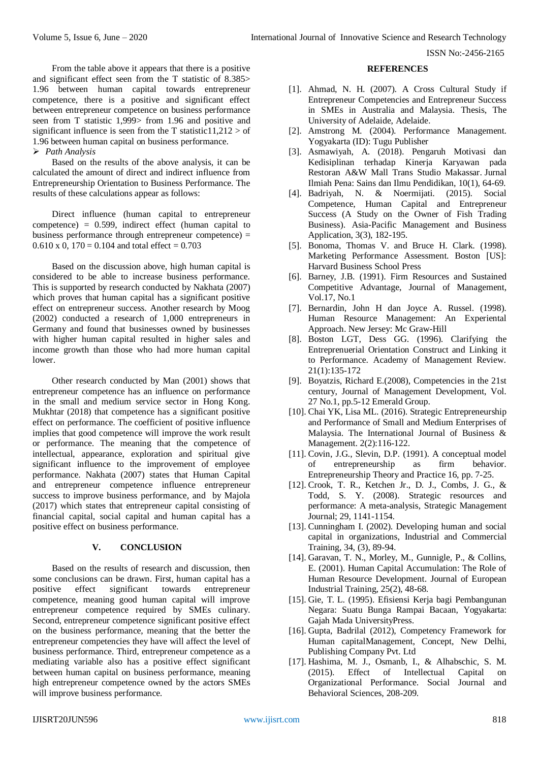From the table above it appears that there is a positive and significant effect seen from the T statistic of 8.385> 1.96 between human capital towards entrepreneur competence, there is a positive and significant effect between entrepreneur competence on business performance seen from T statistic 1,999> from 1.96 and positive and significant influence is seen from the T statistic11,212 > of 1.96 between human capital on business performance.

➢ *Path Analysis*

Based on the results of the above analysis, it can be calculated the amount of direct and indirect influence from Entrepreneurship Orientation to Business Performance. The results of these calculations appear as follows:

Direct influence (human capital to entrepreneur competence) = 0.599, indirect effect (human capital to business performance through entrepreneur competence) = 0.610 x 0, 170 = 0.104 and total effect = 0.703

Based on the discussion above, high human capital is considered to be able to increase business performance. This is supported by research conducted by Nakhata (2007) which proves that human capital has a significant positive effect on entrepreneur success. Another research by Moog (2002) conducted a research of 1,000 entrepreneurs in Germany and found that businesses owned by businesses with higher human capital resulted in higher sales and income growth than those who had more human capital lower.

Other research conducted by Man (2001) shows that entrepreneur competence has an influence on performance in the small and medium service sector in Hong Kong. Mukhtar (2018) that competence has a significant positive effect on performance. The coefficient of positive influence implies that good competence will improve the work result or performance. The meaning that the competence of intellectual, appearance, exploration and spiritual give significant influence to the improvement of employee performance. Nakhata (2007) states that Human Capital and entrepreneur competence influence entrepreneur success to improve business performance, and by Majola (2017) which states that entrepreneur capital consisting of financial capital, social capital and human capital has a positive effect on business performance.

## V. CONCLUSION

Based on the results of research and discussion, then some conclusions can be drawn. First, human capital has a positive effect significant towards entrepreneur competence, meaning good human capital will improve entrepreneur competence required by SMEs culinary. Second, entrepreneur competence significant positive effect on the business performance, meaning that the better the entrepreneur competencies they have will affect the level of business performance. Third, entrepreneur competence as a mediating variable also has a positive effect significant between human capital on business performance, meaning high entrepreneur competence owned by the actors SMEs will improve business performance.

## REFERENCES

[1]. Ahmad, N. H. (2007). A Cross Cultural Study if Entrepreneur Competencies and Entrepreneur Success in SMEs in Australia and Malaysia. Thesis, The University of Adelaide, Adelaide.

[2]. Amstrong M. (2004). Performance Management. Yogyakarta (ID): Tugu Publisher

[3]. Asmawiyah, A. (2018). Pengaruh Motivasi dan Kedisiplinan terhadap Kinerja Karyawan pada Restoran A&W Mall Trans Studio Makassar. Jurnal Ilmiah Pena: Sains dan Ilmu Pendidikan, 10(1), 64-69.

[4]. Badriyah, N. & Noermijati. (2015). Social Competence, Human Capital and Entrepreneur Success (A Study on the Owner of Fish Trading Business). Asia-Pacific Management and Business Application, 3(3), 182-195.

[5]. Bonoma, Thomas V. and Bruce H. Clark. (1998). Marketing Performance Assessment. Boston [US]: Harvard Business School Press

[6]. Barney, J.B. (1991). Firm Resources and Sustained Competitive Advantage, Journal of Management, Vol.17, No.1

[7]. Bernardin, John H dan Joyce A. Russel. (1998). Human Resource Management: An Experiental Approach. New Jersey: Mc Graw-Hill

[8]. Boston LGT, Dess GG. (1996). Clarifying the Entreprenuerial Orientation Construct and Linking it to Performance. Academy of Management Review. 21(1):135-172

[9]. Boyatzis, Richard E.(2008), Competencies in the 21st century, Journal of Management Development, Vol. 27 No.1, pp.5-12 Emerald Group.

[10]. Chai YK, Lisa ML. (2016). Strategic Entrepreneurship and Performance of Small and Medium Enterprises of Malaysia. The International Journal of Business & Management. 2(2):116-122.

[11]. Covin, J.G., Slevin, D.P. (1991). A conceptual model of entrepreneurship as firm behavior. Entrepreneurship Theory and Practice 16, pp. 7-25.

[12]. Crook, T. R., Ketchen Jr., D. J., Combs, J. G., & Todd, S. Y. (2008). Strategic resources and performance: A meta-analysis, Strategic Management Journal; 29, 1141-1154.

[13]. Cunningham I. (2002). Developing human and social capital in organizations, Industrial and Commercial Training, 34, (3), 89-94.

[14]. Garavan, T. N., Morley, M., Gunnigle, P., & Collins, E. (2001). Human Capital Accumulation: The Role of Human Resource Development. Journal of European Industrial Training, 25(2), 48-68.

[15]. Gie, T. L. (1995). Efisiensi Kerja bagi Pembangunan Negara: Suatu Bunga Rampai Bacaan, Yogyakarta: Gajah Mada UniversityPress.

[16]. Gupta, Badrilal (2012), Competency Framework for Human capitalManagement, Concept, New Delhi, Publishing Company Pvt. Ltd

[17]. Hashima, M. J., Osmanb, I., & Alhabschic, S. M. (2015). Effect of Intellectual Capital on Organizational Performance. Social Journal and Behavioral Sciences, 208-209.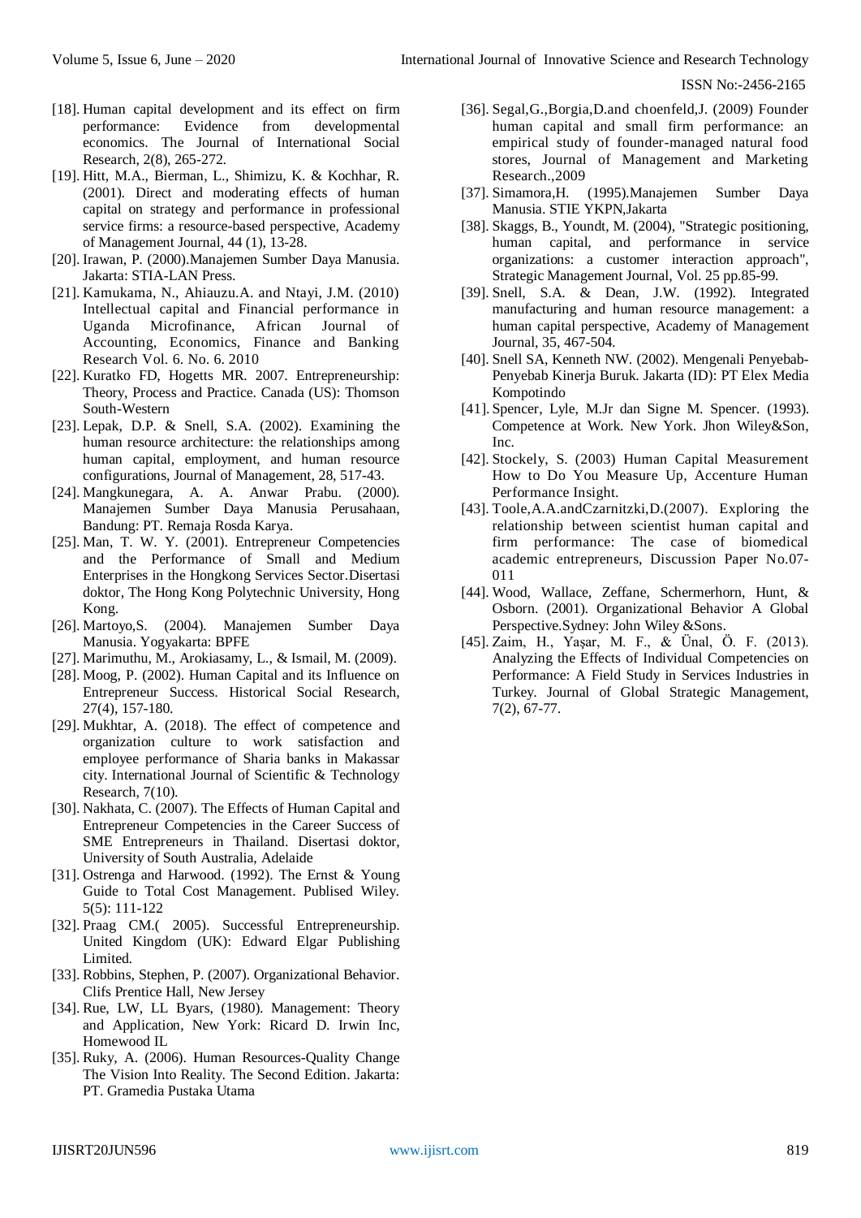[18]. Human capital development and its effect on firm performance: Evidence from developmental economics. The Journal of International Social Research, 2(8), 265-272.

[19]. Hitt, M.A., Bierman, L., Shimizu, K. & Kochhar, R. (2001). Direct and moderating effects of human capital on strategy and performance in professional service firms: a resource-based perspective, Academy of Management Journal, 44 (1), 13-28.

[20]. Irawan, P. (2000).Manajemen Sumber Daya Manusia. Jakarta: STIA-LAN Press.

[21]. Kamukama, N., Ahiauzu.A. and Ntayi, J.M. (2010) Intellectual capital and Financial performance in Uganda Microfinance, African Journal of Accounting, Economics, Finance and Banking Research Vol. 6. No. 6. 2010

[22]. Kuratko FD, Hogetts MR. 2007. Entrepreneurship: Theory, Process and Practice. Canada (US): Thomson South-Western

[23]. Lepak, D.P. & Snell, S.A. (2002). Examining the human resource architecture: the relationships among human capital, employment, and human resource configurations, Journal of Management, 28, 517-43.

[24]. Mangkunegara, A. A. Anwar Prabu. (2000). Manajemen Sumber Daya Manusia Perusahaan, Bandung: PT. Remaja Rosda Karya.

[25]. Man, T. W. Y. (2001). Entrepreneur Competencies and the Performance of Small and Medium Enterprises in the Hongkong Services Sector.Disertasi doktor, The Hong Kong Polytechnic University, Hong Kong.

[26]. Martoyo,S. (2004). Manajemen Sumber Daya Manusia. Yogyakarta: BPFE

[27]. Marimuthu, M., Arokiasamy, L., & Ismail, M. (2009).

[28]. Moog, P. (2002). Human Capital and its Influence on Entrepreneur Success. Historical Social Research, 27(4), 157-180.

[29]. Mukhtar, A. (2018). The effect of competence and organization culture to work satisfaction and employee performance of Sharia banks in Makassar city. International Journal of Scientific & Technology Research, 7(10).

[30]. Nakhata, C. (2007). The Effects of Human Capital and Entrepreneur Competencies in the Career Success of SME Entrepreneurs in Thailand. Disertasi doktor, University of South Australia, Adelaide

[31]. Ostrenga and Harwood. (1992). The Ernst & Young Guide to Total Cost Management. Publised Wiley. 5(5): 111-122

[32]. Praag CM.( 2005). Successful Entrepreneurship. United Kingdom (UK): Edward Elgar Publishing Limited.

[33]. Robbins, Stephen, P. (2007). Organizational Behavior. Clifs Prentice Hall, New Jersey

[34]. Rue, LW, LL Byars, (1980). Management: Theory and Application, New York: Ricard D. Irwin Inc, Homewood IL

[35]. Ruky, A. (2006). Human Resources-Quality Change The Vision Into Reality. The Second Edition. Jakarta: PT. Gramedia Pustaka Utama

[36]. Segal,G.,Borgia,D.and choenfeld,J. (2009) Founder human capital and small firm performance: an empirical study of founder-managed natural food stores, Journal of Management and Marketing Research.,2009

[37]. Simamora,H. (1995).Manajemen Sumber Daya Manusia. STIE YKPN,Jakarta

[38]. Skaggs, B., Youndt, M. (2004), "Strategic positioning, human capital, and performance in service organizations: a customer interaction approach", Strategic Management Journal, Vol. 25 pp.85-99.

[39]. Snell, S.A. & Dean, J.W. (1992). Integrated manufacturing and human resource management: a human capital perspective, Academy of Management Journal, 35, 467-504.

[40]. Snell SA, Kenneth NW. (2002). Mengenali Penyebab-Penyebab Kinerja Buruk. Jakarta (ID): PT Elex Media Kompotindo

[41]. Spencer, Lyle, M.Jr dan Signe M. Spencer. (1993). Competence at Work. New York. Jhon Wiley&Son, Inc.

[42]. Stockely, S. (2003) Human Capital Measurement How to Do You Measure Up, Accenture Human Performance Insight.

[43]. Toole,A.A.andCzarnitzki,D.(2007). Exploring the relationship between scientist human capital and firm performance: The case of biomedical academic entrepreneurs, Discussion Paper No.07-011

[44]. Wood, Wallace, Zeffane, Schermerhorn, Hunt, & Osborn. (2001). Organizational Behavior A Global Perspective.Sydney: John Wiley &Sons.

[45]. Zaim, H., Yaşar, M. F., & Ünal, Ö. F. (2013). Analyzing the Effects of Individual Competencies on Performance: A Field Study in Services Industries in Turkey. Journal of Global Strategic Management, 7(2), 67-77.